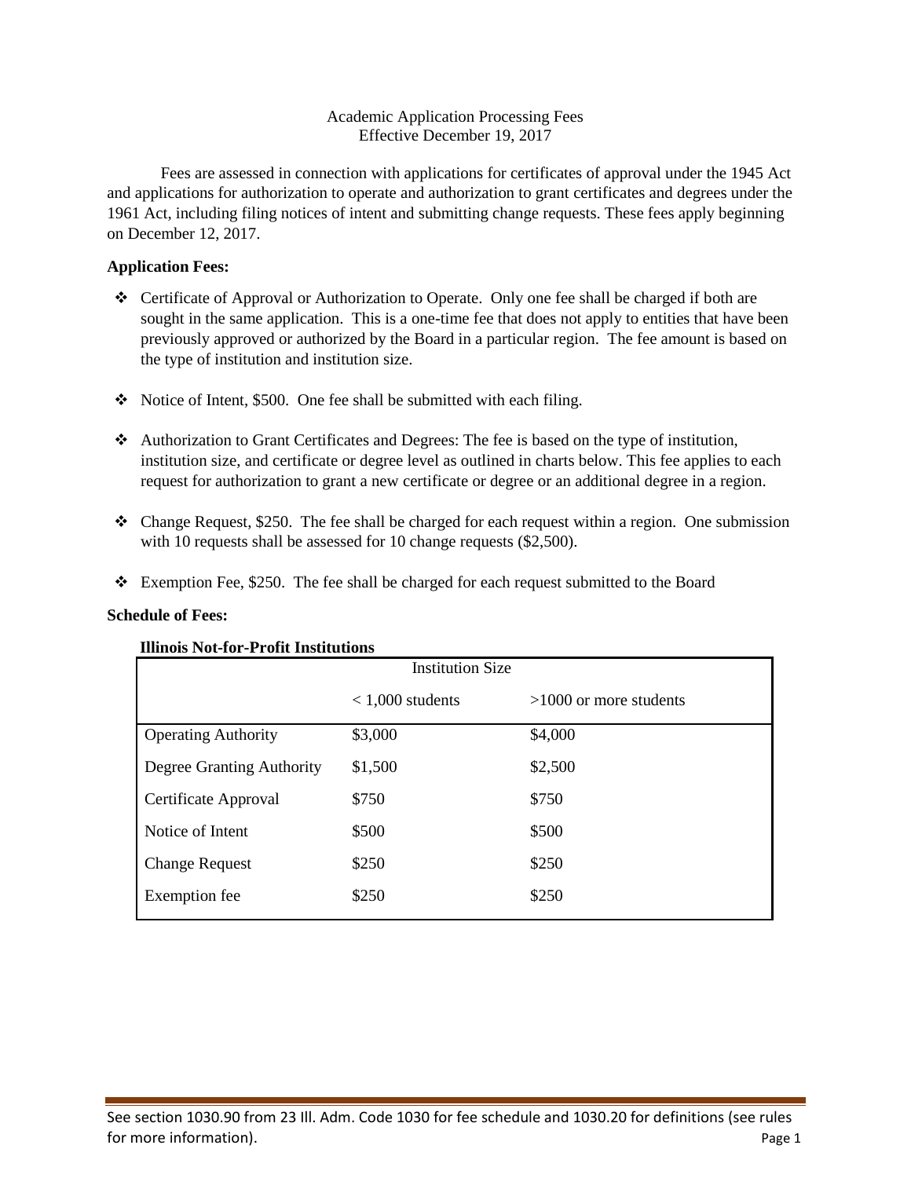Academic Application Processing Fees
Effective December 19, 2017

Fees are assessed in connection with applications for certificates of approval under the 1945 Act and applications for authorization to operate and authorization to grant certificates and degrees under the 1961 Act, including filing notices of intent and submitting change requests. These fees apply beginning on December 12, 2017.

**Application Fees:**

- Certificate of Approval or Authorization to Operate. Only one fee shall be charged if both are sought in the same application. This is a one-time fee that does not apply to entities that have been previously approved or authorized by the Board in a particular region. The fee amount is based on the type of institution and institution size.
- Notice of Intent, $500. One fee shall be submitted with each filing.
- Authorization to Grant Certificates and Degrees: The fee is based on the type of institution, institution size, and certificate or degree level as outlined in charts below. This fee applies to each request for authorization to grant a new certificate or degree or an additional degree in a region.
- Change Request, $250. The fee shall be charged for each request within a region. One submission with 10 requests shall be assessed for 10 change requests ($2,500).
- Exemption Fee, $250. The fee shall be charged for each request submitted to the Board

**Schedule of Fees:**

**Illinois Not-for-Profit Institutions**

| | Institution Size | |
|---|---|---|
| | < 1,000 students | >1000 or more students |
| Operating Authority | $3,000 | $4,000 |
| Degree Granting Authority | $1,500 | $2,500 |
| Certificate Approval | $750 | $750 |
| Notice of Intent | $500 | $500 |
| Change Request | $250 | $250 |
| Exemption fee | $250 | $250 |

See section 1030.90 from 23 Ill. Adm. Code 1030 for fee schedule and 1030.20 for definitions (see rules for more information).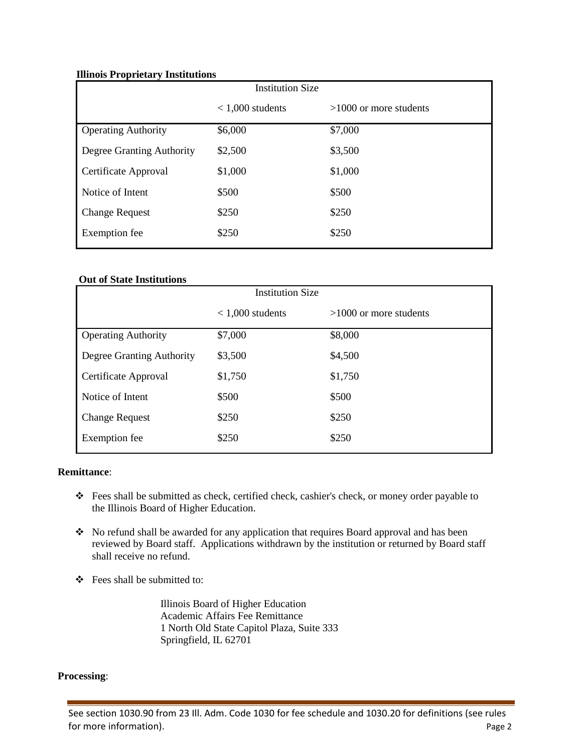**Illinois Proprietary Institutions**

| | Institution Size | |
|---|---|---|
| | < 1,000 students | >1000 or more students |
| Operating Authority | $6,000 | $7,000 |
| Degree Granting Authority | $2,500 | $3,500 |
| Certificate Approval | $1,000 | $1,000 |
| Notice of Intent | $500 | $500 |
| Change Request | $250 | $250 |
| Exemption fee | $250 | $250 |

**Out of State Institutions**

| | Institution Size | |
|---|---|---|
| | < 1,000 students | >1000 or more students |
| Operating Authority | $7,000 | $8,000 |
| Degree Granting Authority | $3,500 | $4,500 |
| Certificate Approval | $1,750 | $1,750 |
| Notice of Intent | $500 | $500 |
| Change Request | $250 | $250 |
| Exemption fee | $250 | $250 |

**Remittance**:

- Fees shall be submitted as check, certified check, cashier's check, or money order payable to the Illinois Board of Higher Education.
- No refund shall be awarded for any application that requires Board approval and has been reviewed by Board staff. Applications withdrawn by the institution or returned by Board staff shall receive no refund.
- Fees shall be submitted to:

  Illinois Board of Higher Education
  Academic Affairs Fee Remittance
  1 North Old State Capitol Plaza, Suite 333
  Springfield, IL 62701

**Processing**:

See section 1030.90 from 23 Ill. Adm. Code 1030 for fee schedule and 1030.20 for definitions (see rules for more information).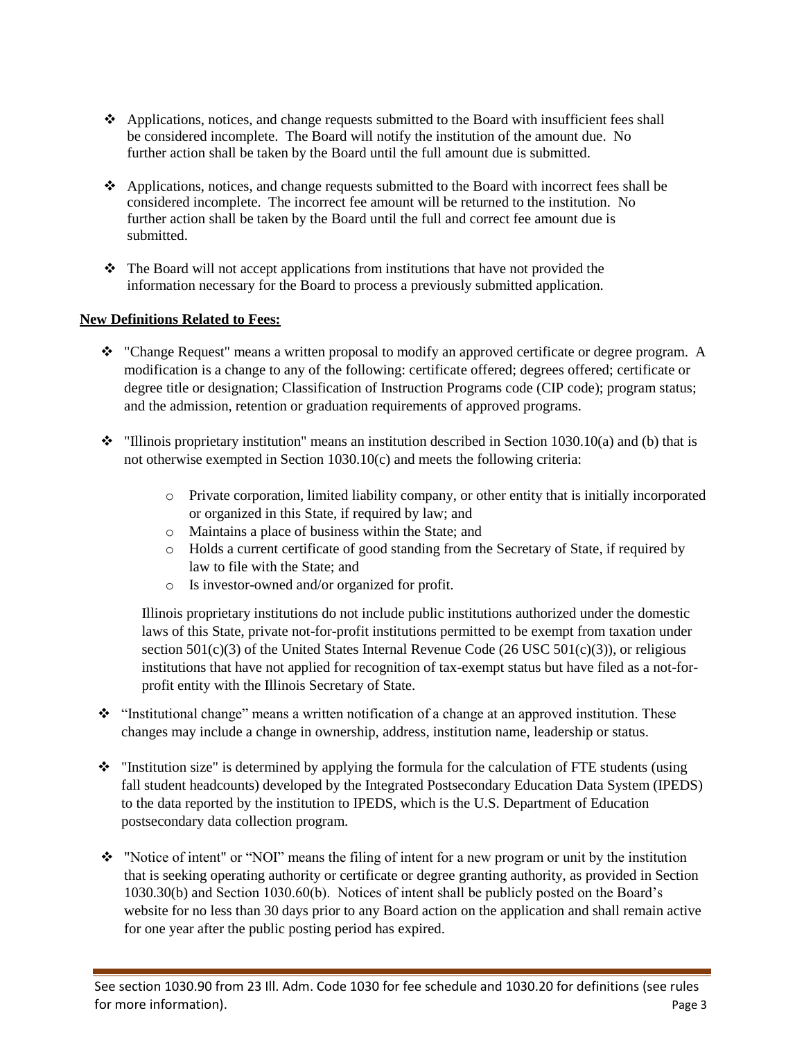- Applications, notices, and change requests submitted to the Board with insufficient fees shall be considered incomplete. The Board will notify the institution of the amount due. No further action shall be taken by the Board until the full amount due is submitted.

- Applications, notices, and change requests submitted to the Board with incorrect fees shall be considered incomplete. The incorrect fee amount will be returned to the institution. No further action shall be taken by the Board until the full and correct fee amount due is submitted.

- The Board will not accept applications from institutions that have not provided the information necessary for the Board to process a previously submitted application.

**New Definitions Related to Fees:**

- "Change Request" means a written proposal to modify an approved certificate or degree program. A modification is a change to any of the following: certificate offered; degrees offered; certificate or degree title or designation; Classification of Instruction Programs code (CIP code); program status; and the admission, retention or graduation requirements of approved programs.

- "Illinois proprietary institution" means an institution described in Section 1030.10(a) and (b) that is not otherwise exempted in Section 1030.10(c) and meets the following criteria:

  - Private corporation, limited liability company, or other entity that is initially incorporated or organized in this State, if required by law; and
  - Maintains a place of business within the State; and
  - Holds a current certificate of good standing from the Secretary of State, if required by law to file with the State; and
  - Is investor-owned and/or organized for profit.

  Illinois proprietary institutions do not include public institutions authorized under the domestic laws of this State, private not-for-profit institutions permitted to be exempt from taxation under section 501(c)(3) of the United States Internal Revenue Code (26 USC 501(c)(3)), or religious institutions that have not applied for recognition of tax-exempt status but have filed as a not-for-profit entity with the Illinois Secretary of State.

- "Institutional change" means a written notification of a change at an approved institution. These changes may include a change in ownership, address, institution name, leadership or status.

- "Institution size" is determined by applying the formula for the calculation of FTE students (using fall student headcounts) developed by the Integrated Postsecondary Education Data System (IPEDS) to the data reported by the institution to IPEDS, which is the U.S. Department of Education postsecondary data collection program.

- "Notice of intent" or "NOI" means the filing of intent for a new program or unit by the institution that is seeking operating authority or certificate or degree granting authority, as provided in Section 1030.30(b) and Section 1030.60(b). Notices of intent shall be publicly posted on the Board's website for no less than 30 days prior to any Board action on the application and shall remain active for one year after the public posting period has expired.

See section 1030.90 from 23 Ill. Adm. Code 1030 for fee schedule and 1030.20 for definitions (see rules for more information).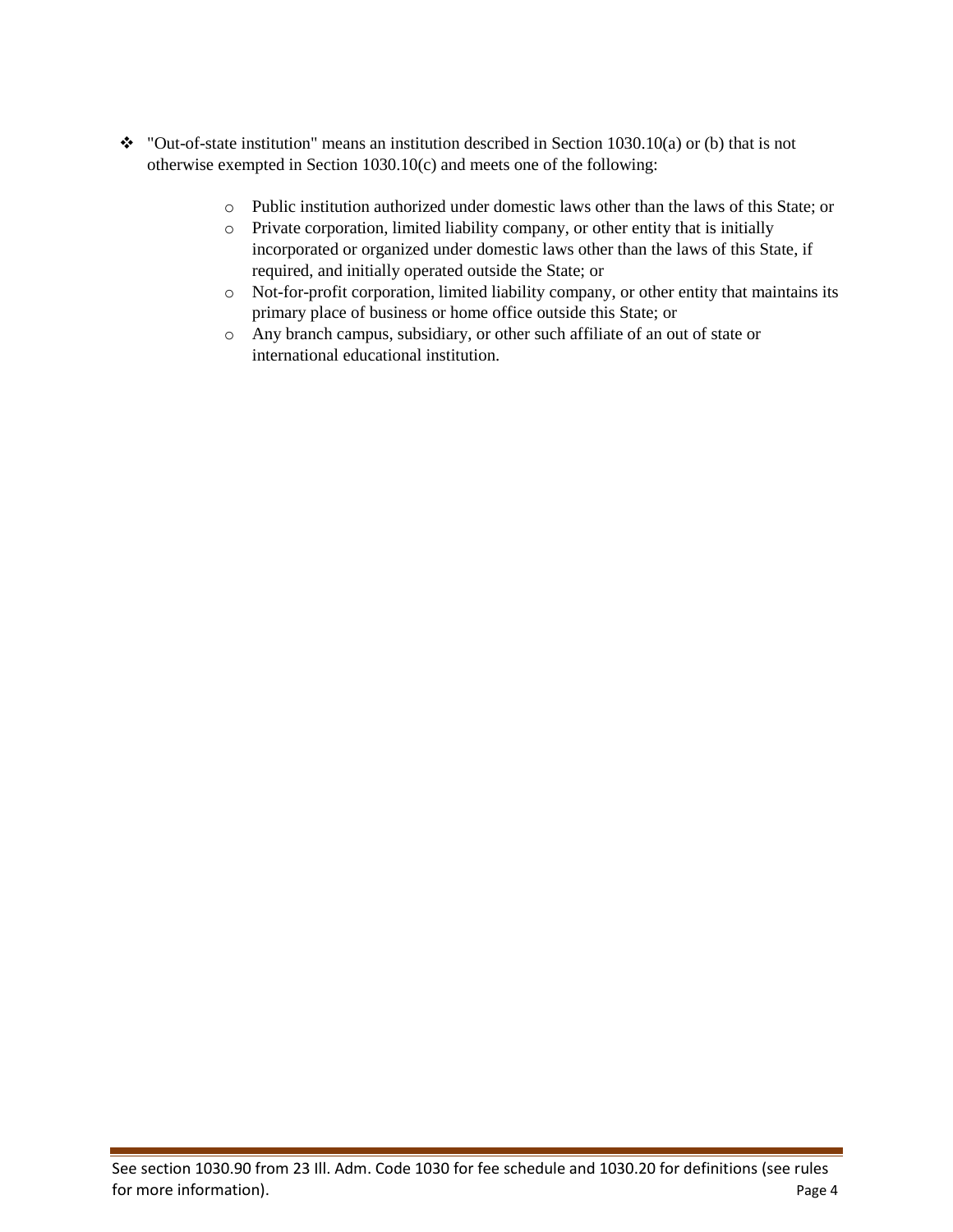- "Out-of-state institution" means an institution described in Section 1030.10(a) or (b) that is not otherwise exempted in Section 1030.10(c) and meets one of the following:
  - Public institution authorized under domestic laws other than the laws of this State; or
  - Private corporation, limited liability company, or other entity that is initially incorporated or organized under domestic laws other than the laws of this State, if required, and initially operated outside the State; or
  - Not-for-profit corporation, limited liability company, or other entity that maintains its primary place of business or home office outside this State; or
  - Any branch campus, subsidiary, or other such affiliate of an out of state or international educational institution.